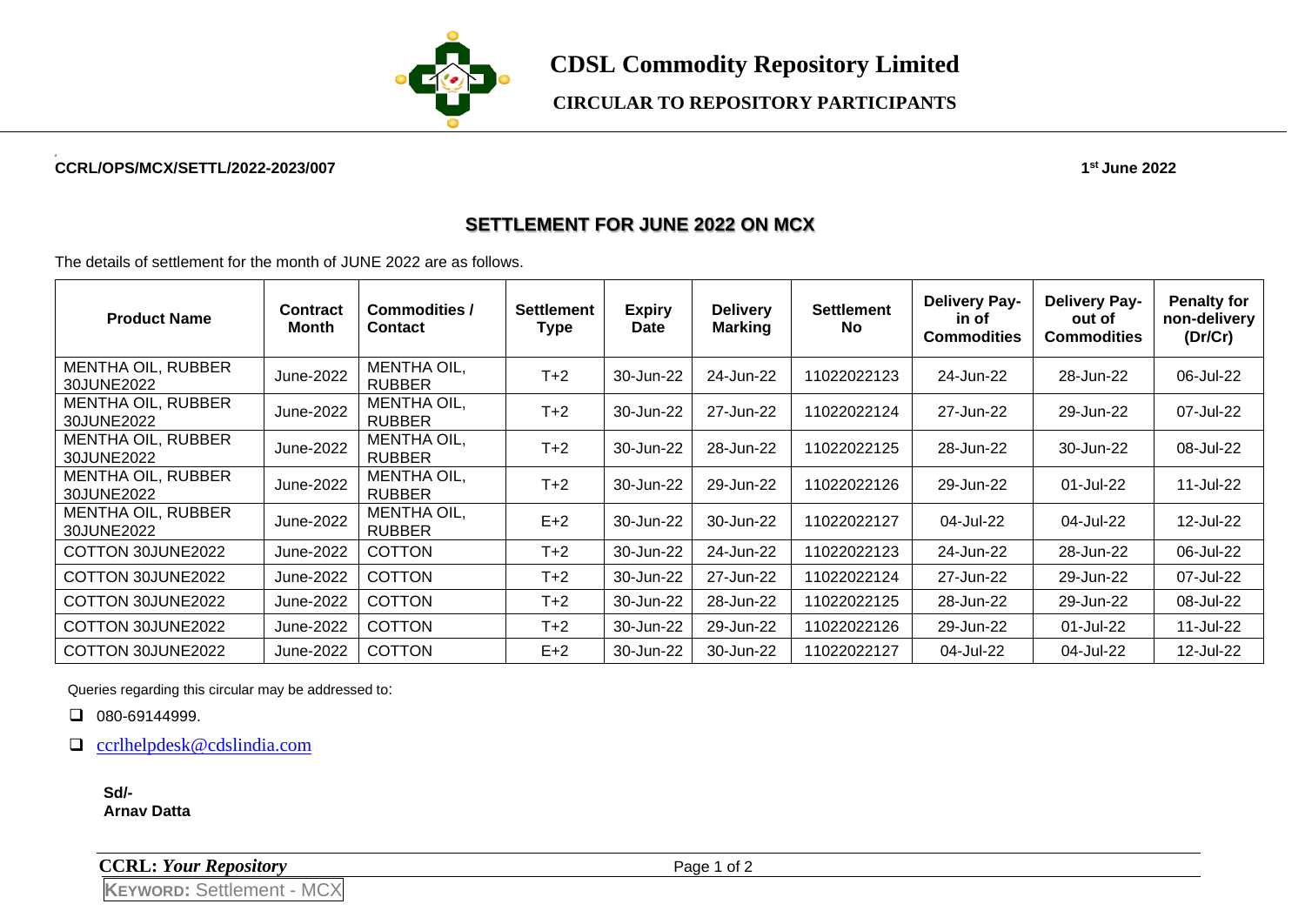# CDSL Commodity Repository Limited

**CIRCULAR TO REPOSITORY PARTICIPANTS**

**CCRL/OPS/MCX/SETTL/2022-2023/007** **1st June 2022**

## SETTLEMENT FOR JUNE 2022 ON MCX

The details of settlement for the month of JUNE 2022 are as follows.

| Product Name | Contract Month | Commodities / Contact | Settlement Type | Expiry Date | Delivery Marking | Settlement No | Delivery Pay-in of Commodities | Delivery Pay-out of Commodities | Penalty for non-delivery (Dr/Cr) |
|---|---|---|---|---|---|---|---|---|---|
| MENTHA OIL, RUBBER 30JUNE2022 | June-2022 | MENTHA OIL, RUBBER | T+2 | 30-Jun-22 | 24-Jun-22 | 11022022123 | 24-Jun-22 | 28-Jun-22 | 06-Jul-22 |
| MENTHA OIL, RUBBER 30JUNE2022 | June-2022 | MENTHA OIL, RUBBER | T+2 | 30-Jun-22 | 27-Jun-22 | 11022022124 | 27-Jun-22 | 29-Jun-22 | 07-Jul-22 |
| MENTHA OIL, RUBBER 30JUNE2022 | June-2022 | MENTHA OIL, RUBBER | T+2 | 30-Jun-22 | 28-Jun-22 | 11022022125 | 28-Jun-22 | 30-Jun-22 | 08-Jul-22 |
| MENTHA OIL, RUBBER 30JUNE2022 | June-2022 | MENTHA OIL, RUBBER | T+2 | 30-Jun-22 | 29-Jun-22 | 11022022126 | 29-Jun-22 | 01-Jul-22 | 11-Jul-22 |
| MENTHA OIL, RUBBER 30JUNE2022 | June-2022 | MENTHA OIL, RUBBER | E+2 | 30-Jun-22 | 30-Jun-22 | 11022022127 | 04-Jul-22 | 04-Jul-22 | 12-Jul-22 |
| COTTON 30JUNE2022 | June-2022 | COTTON | T+2 | 30-Jun-22 | 24-Jun-22 | 11022022123 | 24-Jun-22 | 28-Jun-22 | 06-Jul-22 |
| COTTON 30JUNE2022 | June-2022 | COTTON | T+2 | 30-Jun-22 | 27-Jun-22 | 11022022124 | 27-Jun-22 | 29-Jun-22 | 07-Jul-22 |
| COTTON 30JUNE2022 | June-2022 | COTTON | T+2 | 30-Jun-22 | 28-Jun-22 | 11022022125 | 28-Jun-22 | 29-Jun-22 | 08-Jul-22 |
| COTTON 30JUNE2022 | June-2022 | COTTON | T+2 | 30-Jun-22 | 29-Jun-22 | 11022022126 | 29-Jun-22 | 01-Jul-22 | 11-Jul-22 |
| COTTON 30JUNE2022 | June-2022 | COTTON | E+2 | 30-Jun-22 | 30-Jun-22 | 11022022127 | 04-Jul-22 | 04-Jul-22 | 12-Jul-22 |

Queries regarding this circular may be addressed to:

- 080-69144999.
- ccrlhelpdesk@cdslindia.com

**Sd/-**
**Arnav Datta**

**KEYWORD:** Settlement - MCX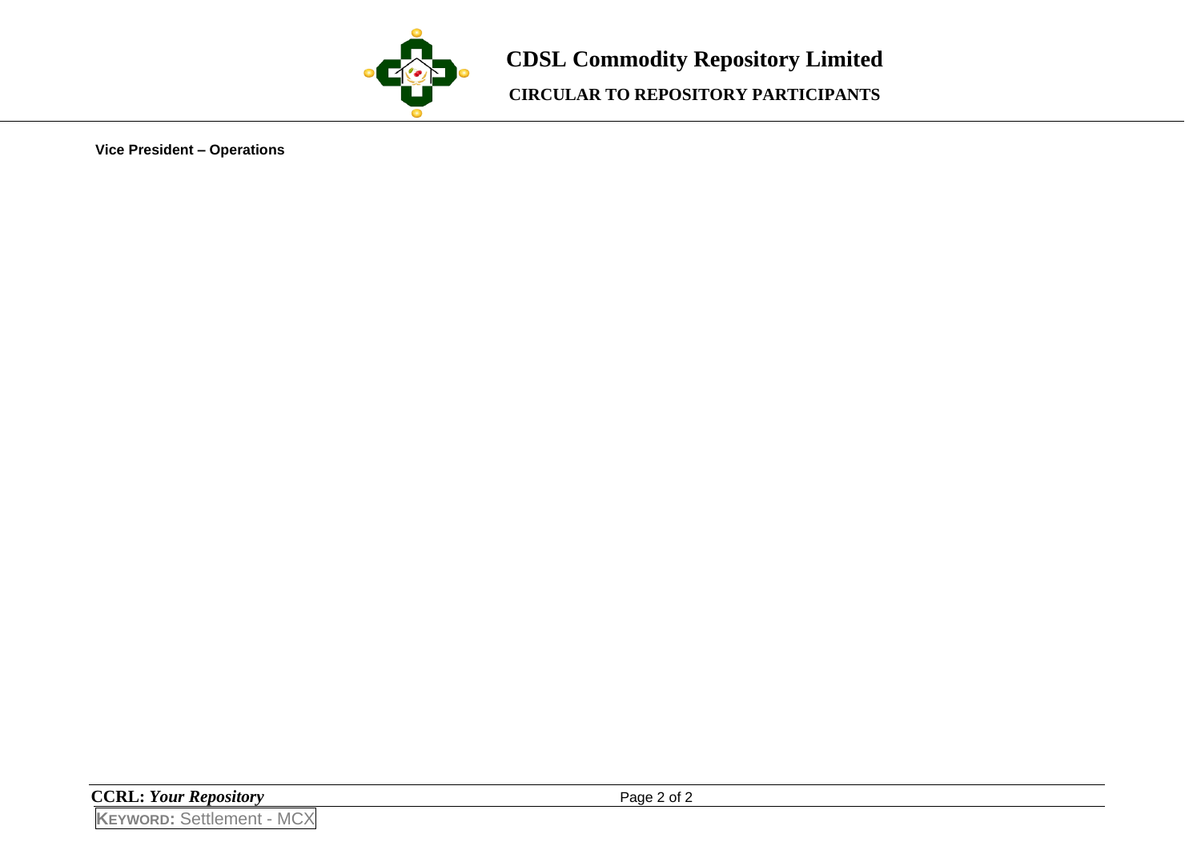**Vice President – Operations**

KEYWORD: Settlement - MCX